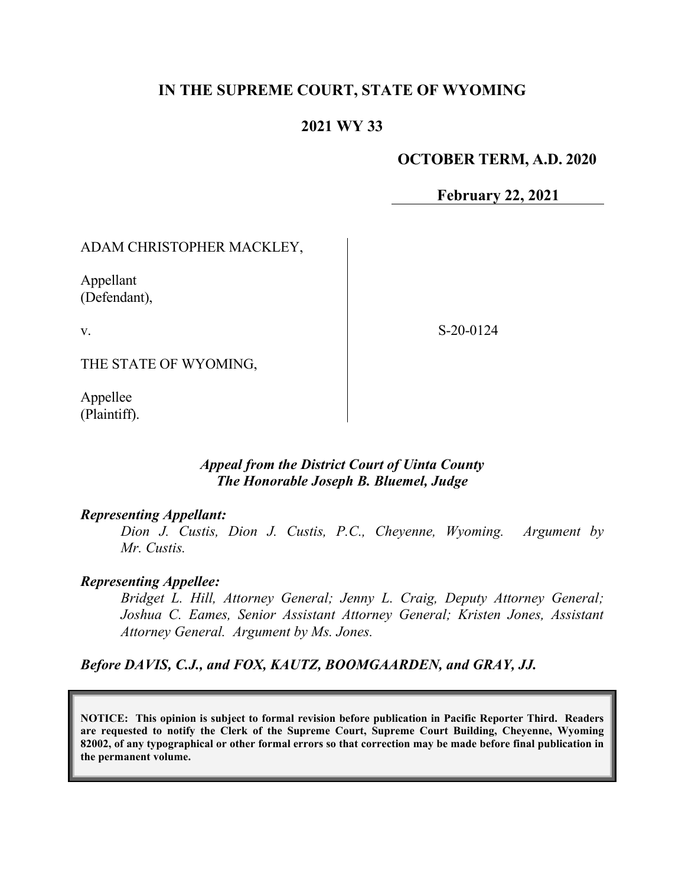# IN THE SUPREME COURT, STATE OF WYOMING

## 2021 WY 33

**OCTOBER TERM, A.D. 2020**

**February 22, 2021**

ADAM CHRISTOPHER MACKLEY,

Appellant
(Defendant),

v.

THE STATE OF WYOMING,

Appellee
(Plaintiff).

S-20-0124

***Appeal from the District Court of Uinta County***
***The Honorable Joseph B. Bluemel, Judge***

***Representing Appellant:***

*Dion J. Custis, Dion J. Custis, P.C., Cheyenne, Wyoming. Argument by Mr. Custis.*

***Representing Appellee:***

*Bridget L. Hill, Attorney General; Jenny L. Craig, Deputy Attorney General; Joshua C. Eames, Senior Assistant Attorney General; Kristen Jones, Assistant Attorney General. Argument by Ms. Jones.*

***Before DAVIS, C.J., and FOX, KAUTZ, BOOMGAARDEN, and GRAY, JJ.***

**NOTICE: This opinion is subject to formal revision before publication in Pacific Reporter Third. Readers are requested to notify the Clerk of the Supreme Court, Supreme Court Building, Cheyenne, Wyoming 82002, of any typographical or other formal errors so that correction may be made before final publication in the permanent volume.**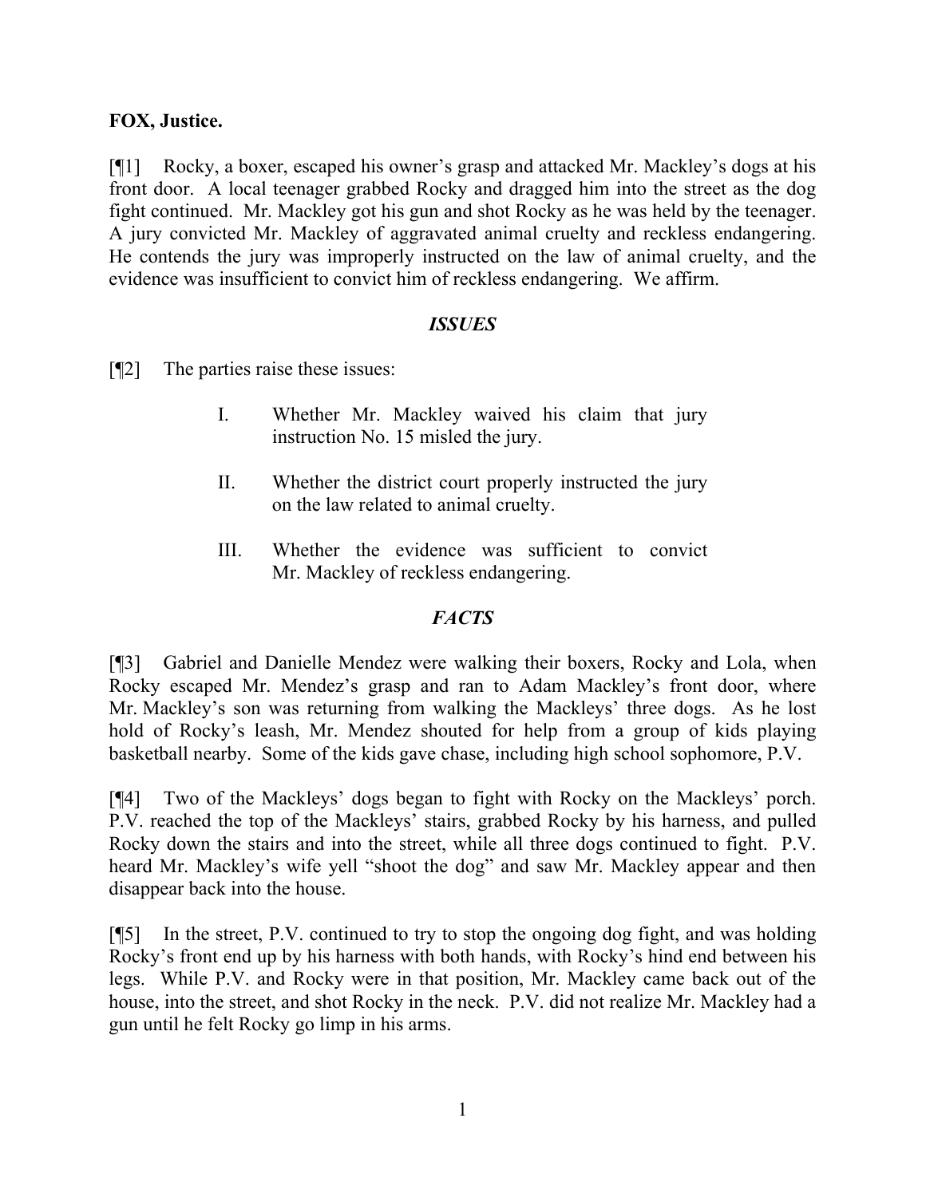**FOX, Justice.**

[¶1] Rocky, a boxer, escaped his owner's grasp and attacked Mr. Mackley's dogs at his front door. A local teenager grabbed Rocky and dragged him into the street as the dog fight continued. Mr. Mackley got his gun and shot Rocky as he was held by the teenager. A jury convicted Mr. Mackley of aggravated animal cruelty and reckless endangering. He contends the jury was improperly instructed on the law of animal cruelty, and the evidence was insufficient to convict him of reckless endangering. We affirm.

## *ISSUES*

[¶2] The parties raise these issues:

> I. Whether Mr. Mackley waived his claim that jury instruction No. 15 misled the jury.
>
> II. Whether the district court properly instructed the jury on the law related to animal cruelty.
>
> III. Whether the evidence was sufficient to convict Mr. Mackley of reckless endangering.

## *FACTS*

[¶3] Gabriel and Danielle Mendez were walking their boxers, Rocky and Lola, when Rocky escaped Mr. Mendez's grasp and ran to Adam Mackley's front door, where Mr. Mackley's son was returning from walking the Mackleys' three dogs. As he lost hold of Rocky's leash, Mr. Mendez shouted for help from a group of kids playing basketball nearby. Some of the kids gave chase, including high school sophomore, P.V.

[¶4] Two of the Mackleys' dogs began to fight with Rocky on the Mackleys' porch. P.V. reached the top of the Mackleys' stairs, grabbed Rocky by his harness, and pulled Rocky down the stairs and into the street, while all three dogs continued to fight. P.V. heard Mr. Mackley's wife yell "shoot the dog" and saw Mr. Mackley appear and then disappear back into the house.

[¶5] In the street, P.V. continued to try to stop the ongoing dog fight, and was holding Rocky's front end up by his harness with both hands, with Rocky's hind end between his legs. While P.V. and Rocky were in that position, Mr. Mackley came back out of the house, into the street, and shot Rocky in the neck. P.V. did not realize Mr. Mackley had a gun until he felt Rocky go limp in his arms.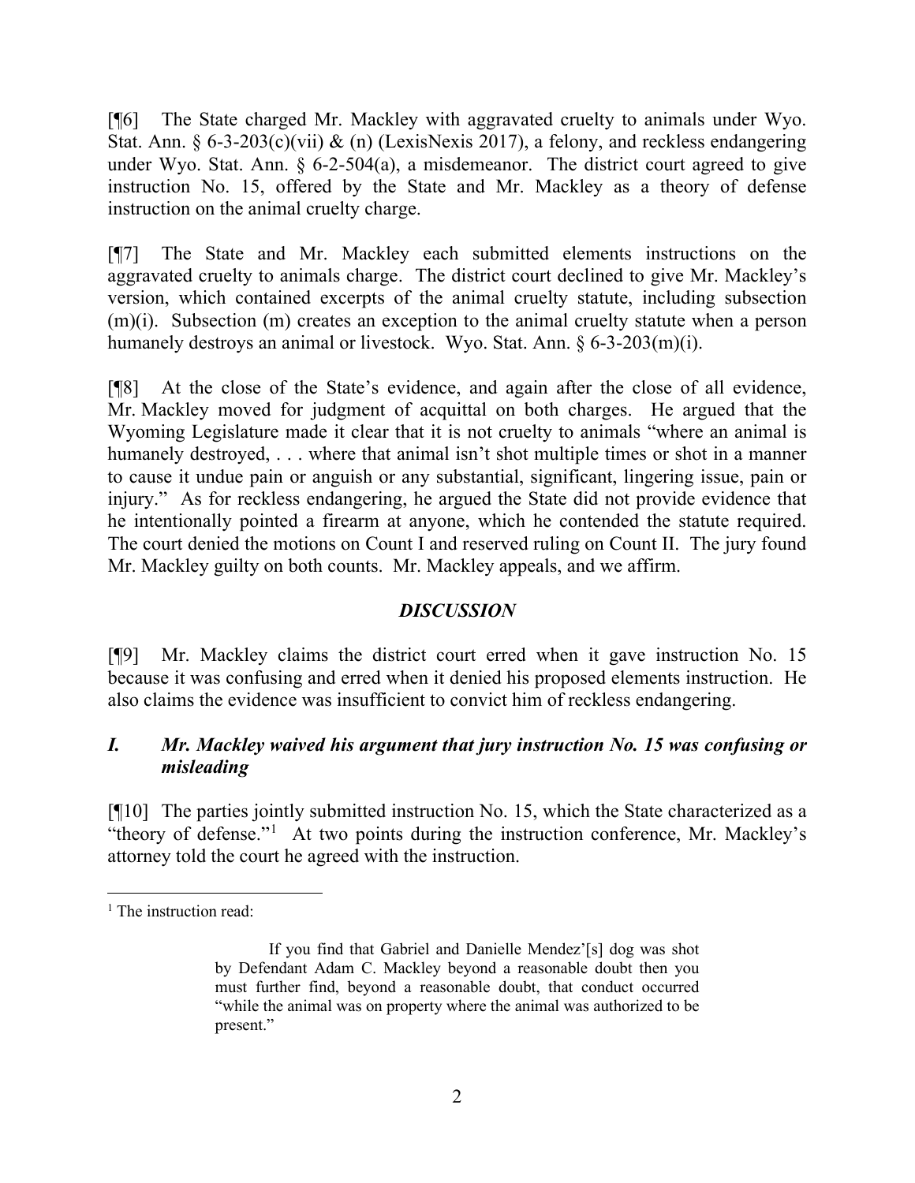[¶6] The State charged Mr. Mackley with aggravated cruelty to animals under Wyo. Stat. Ann. § 6-3-203(c)(vii) & (n) (LexisNexis 2017), a felony, and reckless endangering under Wyo. Stat. Ann. § 6-2-504(a), a misdemeanor. The district court agreed to give instruction No. 15, offered by the State and Mr. Mackley as a theory of defense instruction on the animal cruelty charge.

[¶7] The State and Mr. Mackley each submitted elements instructions on the aggravated cruelty to animals charge. The district court declined to give Mr. Mackley's version, which contained excerpts of the animal cruelty statute, including subsection (m)(i). Subsection (m) creates an exception to the animal cruelty statute when a person humanely destroys an animal or livestock. Wyo. Stat. Ann. § 6-3-203(m)(i).

[¶8] At the close of the State's evidence, and again after the close of all evidence, Mr. Mackley moved for judgment of acquittal on both charges. He argued that the Wyoming Legislature made it clear that it is not cruelty to animals "where an animal is humanely destroyed, . . . where that animal isn't shot multiple times or shot in a manner to cause it undue pain or anguish or any substantial, significant, lingering issue, pain or injury." As for reckless endangering, he argued the State did not provide evidence that he intentionally pointed a firearm at anyone, which he contended the statute required. The court denied the motions on Count I and reserved ruling on Count II. The jury found Mr. Mackley guilty on both counts. Mr. Mackley appeals, and we affirm.

## *DISCUSSION*

[¶9] Mr. Mackley claims the district court erred when it gave instruction No. 15 because it was confusing and erred when it denied his proposed elements instruction. He also claims the evidence was insufficient to convict him of reckless endangering.

### *I. Mr. Mackley waived his argument that jury instruction No. 15 was confusing or misleading*

[¶10] The parties jointly submitted instruction No. 15, which the State characterized as a "theory of defense."[1] At two points during the instruction conference, Mr. Mackley's attorney told the court he agreed with the instruction.

---

[1] The instruction read:

> If you find that Gabriel and Danielle Mendez'[s] dog was shot by Defendant Adam C. Mackley beyond a reasonable doubt then you must further find, beyond a reasonable doubt, that conduct occurred "while the animal was on property where the animal was authorized to be present."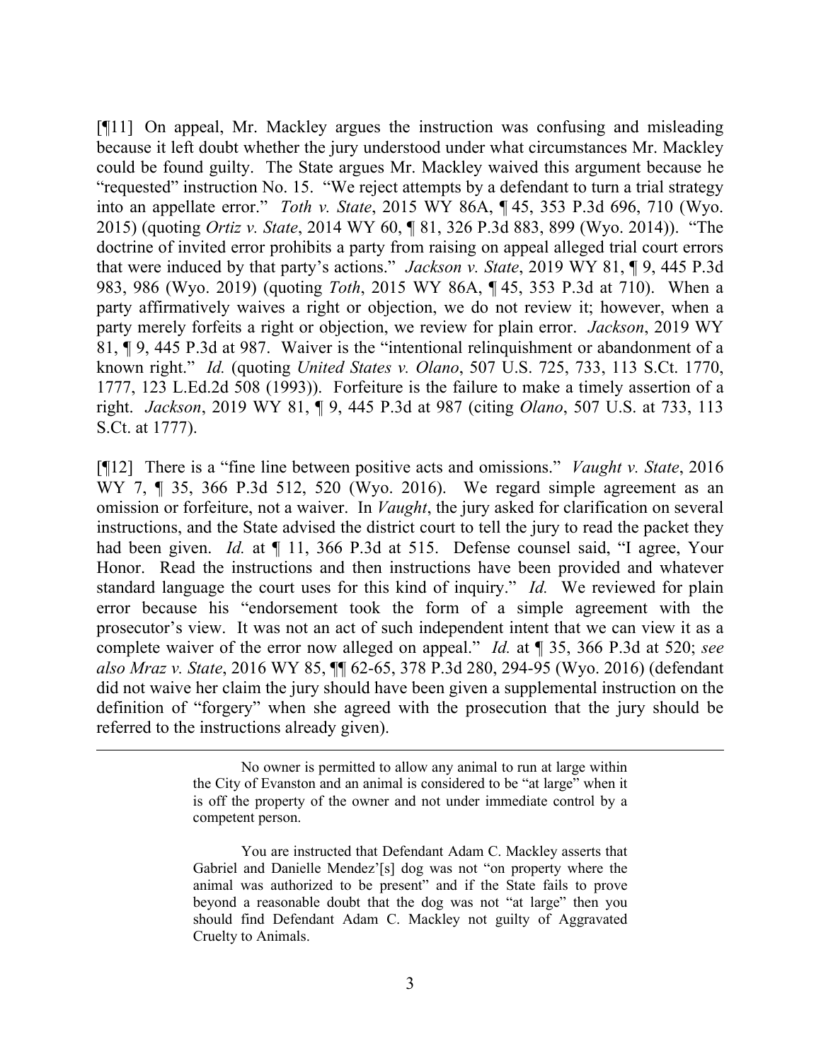[¶11] On appeal, Mr. Mackley argues the instruction was confusing and misleading because it left doubt whether the jury understood under what circumstances Mr. Mackley could be found guilty. The State argues Mr. Mackley waived this argument because he "requested" instruction No. 15. "We reject attempts by a defendant to turn a trial strategy into an appellate error." *Toth v. State*, 2015 WY 86A, ¶ 45, 353 P.3d 696, 710 (Wyo. 2015) (quoting *Ortiz v. State*, 2014 WY 60, ¶ 81, 326 P.3d 883, 899 (Wyo. 2014)). "The doctrine of invited error prohibits a party from raising on appeal alleged trial court errors that were induced by that party's actions." *Jackson v. State*, 2019 WY 81, ¶ 9, 445 P.3d 983, 986 (Wyo. 2019) (quoting *Toth*, 2015 WY 86A, ¶ 45, 353 P.3d at 710). When a party affirmatively waives a right or objection, we do not review it; however, when a party merely forfeits a right or objection, we review for plain error. *Jackson*, 2019 WY 81, ¶ 9, 445 P.3d at 987. Waiver is the "intentional relinquishment or abandonment of a known right." *Id.* (quoting *United States v. Olano*, 507 U.S. 725, 733, 113 S.Ct. 1770, 1777, 123 L.Ed.2d 508 (1993)). Forfeiture is the failure to make a timely assertion of a right. *Jackson*, 2019 WY 81, ¶ 9, 445 P.3d at 987 (citing *Olano*, 507 U.S. at 733, 113 S.Ct. at 1777).

[¶12] There is a "fine line between positive acts and omissions." *Vaught v. State*, 2016 WY 7, ¶ 35, 366 P.3d 512, 520 (Wyo. 2016). We regard simple agreement as an omission or forfeiture, not a waiver. In *Vaught*, the jury asked for clarification on several instructions, and the State advised the district court to tell the jury to read the packet they had been given. *Id.* at ¶ 11, 366 P.3d at 515. Defense counsel said, "I agree, Your Honor. Read the instructions and then instructions have been provided and whatever standard language the court uses for this kind of inquiry." *Id.* We reviewed for plain error because his "endorsement took the form of a simple agreement with the prosecutor's view. It was not an act of such independent intent that we can view it as a complete waiver of the error now alleged on appeal." *Id.* at ¶ 35, 366 P.3d at 520; *see also Mraz v. State*, 2016 WY 85, ¶¶ 62-65, 378 P.3d 280, 294-95 (Wyo. 2016) (defendant did not waive her claim the jury should have been given a supplemental instruction on the definition of "forgery" when she agreed with the prosecution that the jury should be referred to the instructions already given).

---

> No owner is permitted to allow any animal to run at large within the City of Evanston and an animal is considered to be "at large" when it is off the property of the owner and not under immediate control by a competent person.
>
> You are instructed that Defendant Adam C. Mackley asserts that Gabriel and Danielle Mendez'[s] dog was not "on property where the animal was authorized to be present" and if the State fails to prove beyond a reasonable doubt that the dog was not "at large" then you should find Defendant Adam C. Mackley not guilty of Aggravated Cruelty to Animals.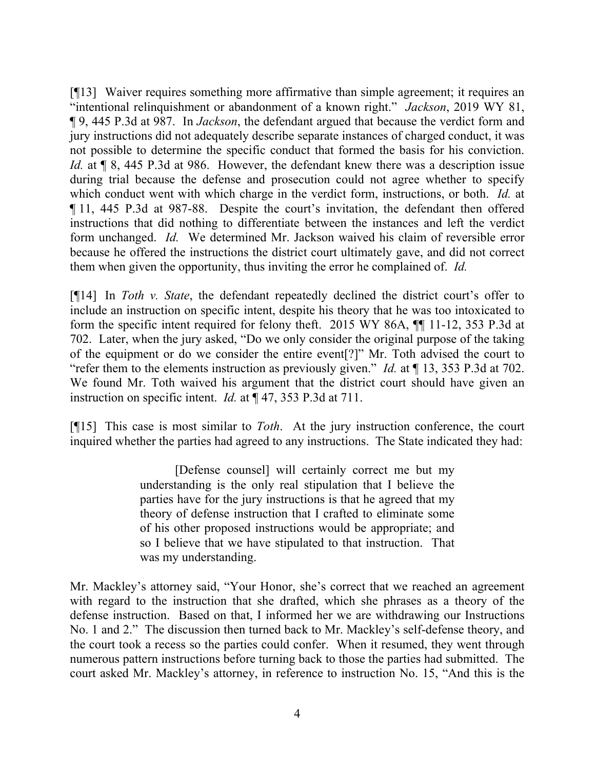[¶13] Waiver requires something more affirmative than simple agreement; it requires an "intentional relinquishment or abandonment of a known right." *Jackson*, 2019 WY 81, ¶ 9, 445 P.3d at 987. In *Jackson*, the defendant argued that because the verdict form and jury instructions did not adequately describe separate instances of charged conduct, it was not possible to determine the specific conduct that formed the basis for his conviction. *Id.* at ¶ 8, 445 P.3d at 986. However, the defendant knew there was a description issue during trial because the defense and prosecution could not agree whether to specify which conduct went with which charge in the verdict form, instructions, or both. *Id.* at ¶ 11, 445 P.3d at 987-88. Despite the court's invitation, the defendant then offered instructions that did nothing to differentiate between the instances and left the verdict form unchanged. *Id.* We determined Mr. Jackson waived his claim of reversible error because he offered the instructions the district court ultimately gave, and did not correct them when given the opportunity, thus inviting the error he complained of. *Id.*

[¶14] In *Toth v. State*, the defendant repeatedly declined the district court's offer to include an instruction on specific intent, despite his theory that he was too intoxicated to form the specific intent required for felony theft. 2015 WY 86A, ¶¶ 11-12, 353 P.3d at 702. Later, when the jury asked, "Do we only consider the original purpose of the taking of the equipment or do we consider the entire event[?]" Mr. Toth advised the court to "refer them to the elements instruction as previously given." *Id.* at ¶ 13, 353 P.3d at 702. We found Mr. Toth waived his argument that the district court should have given an instruction on specific intent. *Id.* at ¶ 47, 353 P.3d at 711.

[¶15] This case is most similar to *Toth*. At the jury instruction conference, the court inquired whether the parties had agreed to any instructions. The State indicated they had:

> [Defense counsel] will certainly correct me but my understanding is the only real stipulation that I believe the parties have for the jury instructions is that he agreed that my theory of defense instruction that I crafted to eliminate some of his other proposed instructions would be appropriate; and so I believe that we have stipulated to that instruction. That was my understanding.

Mr. Mackley's attorney said, "Your Honor, she's correct that we reached an agreement with regard to the instruction that she drafted, which she phrases as a theory of the defense instruction. Based on that, I informed her we are withdrawing our Instructions No. 1 and 2." The discussion then turned back to Mr. Mackley's self-defense theory, and the court took a recess so the parties could confer. When it resumed, they went through numerous pattern instructions before turning back to those the parties had submitted. The court asked Mr. Mackley's attorney, in reference to instruction No. 15, "And this is the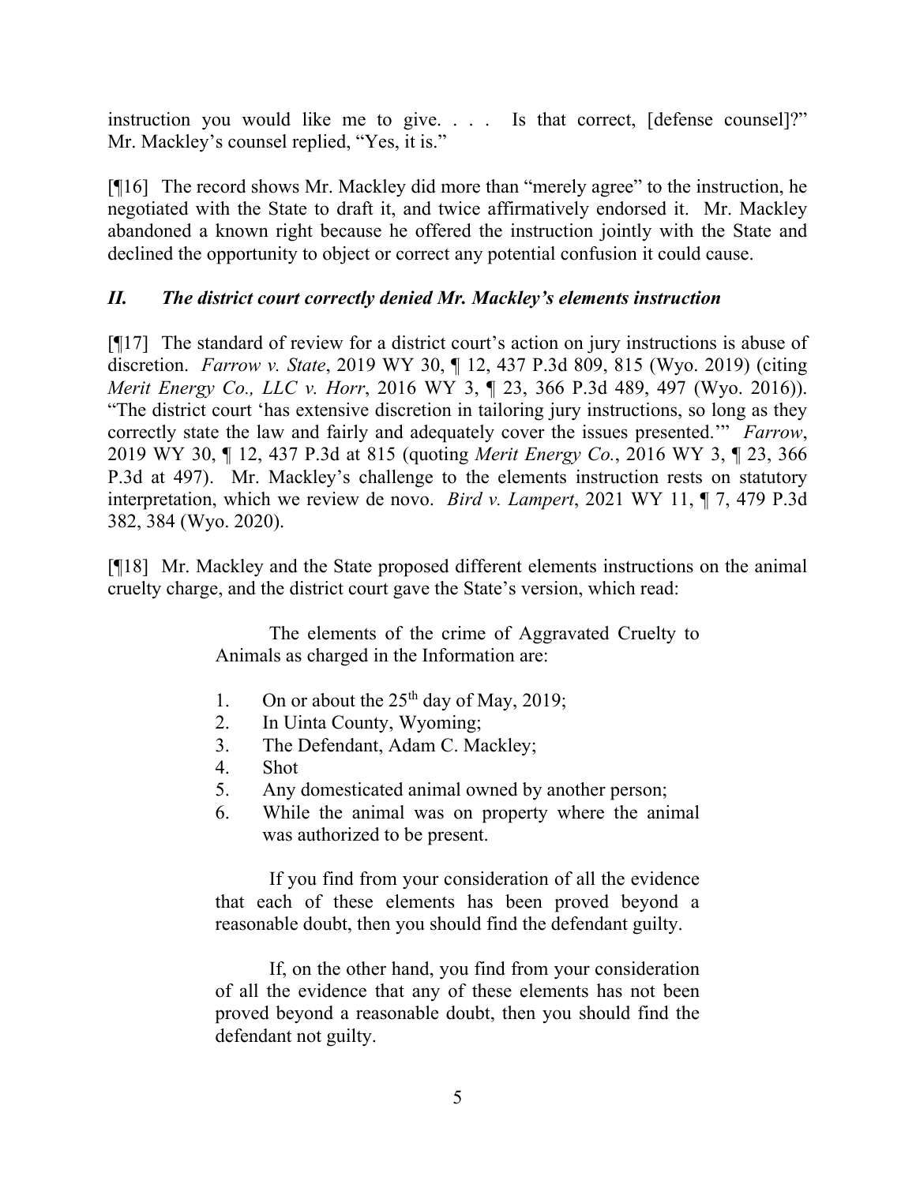instruction you would like me to give. . . . Is that correct, [defense counsel]?" Mr. Mackley's counsel replied, "Yes, it is."

[¶16] The record shows Mr. Mackley did more than "merely agree" to the instruction, he negotiated with the State to draft it, and twice affirmatively endorsed it. Mr. Mackley abandoned a known right because he offered the instruction jointly with the State and declined the opportunity to object or correct any potential confusion it could cause.

### *II. The district court correctly denied Mr. Mackley's elements instruction*

[¶17] The standard of review for a district court's action on jury instructions is abuse of discretion. *Farrow v. State*, 2019 WY 30, ¶ 12, 437 P.3d 809, 815 (Wyo. 2019) (citing *Merit Energy Co., LLC v. Horr*, 2016 WY 3, ¶ 23, 366 P.3d 489, 497 (Wyo. 2016)). "The district court 'has extensive discretion in tailoring jury instructions, so long as they correctly state the law and fairly and adequately cover the issues presented.'" *Farrow*, 2019 WY 30, ¶ 12, 437 P.3d at 815 (quoting *Merit Energy Co.*, 2016 WY 3, ¶ 23, 366 P.3d at 497). Mr. Mackley's challenge to the elements instruction rests on statutory interpretation, which we review de novo. *Bird v. Lampert*, 2021 WY 11, ¶ 7, 479 P.3d 382, 384 (Wyo. 2020).

[¶18] Mr. Mackley and the State proposed different elements instructions on the animal cruelty charge, and the district court gave the State's version, which read:

> The elements of the crime of Aggravated Cruelty to Animals as charged in the Information are:
>
> 1. On or about the 25th day of May, 2019;
> 2. In Uinta County, Wyoming;
> 3. The Defendant, Adam C. Mackley;
> 4. Shot
> 5. Any domesticated animal owned by another person;
> 6. While the animal was on property where the animal was authorized to be present.
>
> If you find from your consideration of all the evidence that each of these elements has been proved beyond a reasonable doubt, then you should find the defendant guilty.
>
> If, on the other hand, you find from your consideration of all the evidence that any of these elements has not been proved beyond a reasonable doubt, then you should find the defendant not guilty.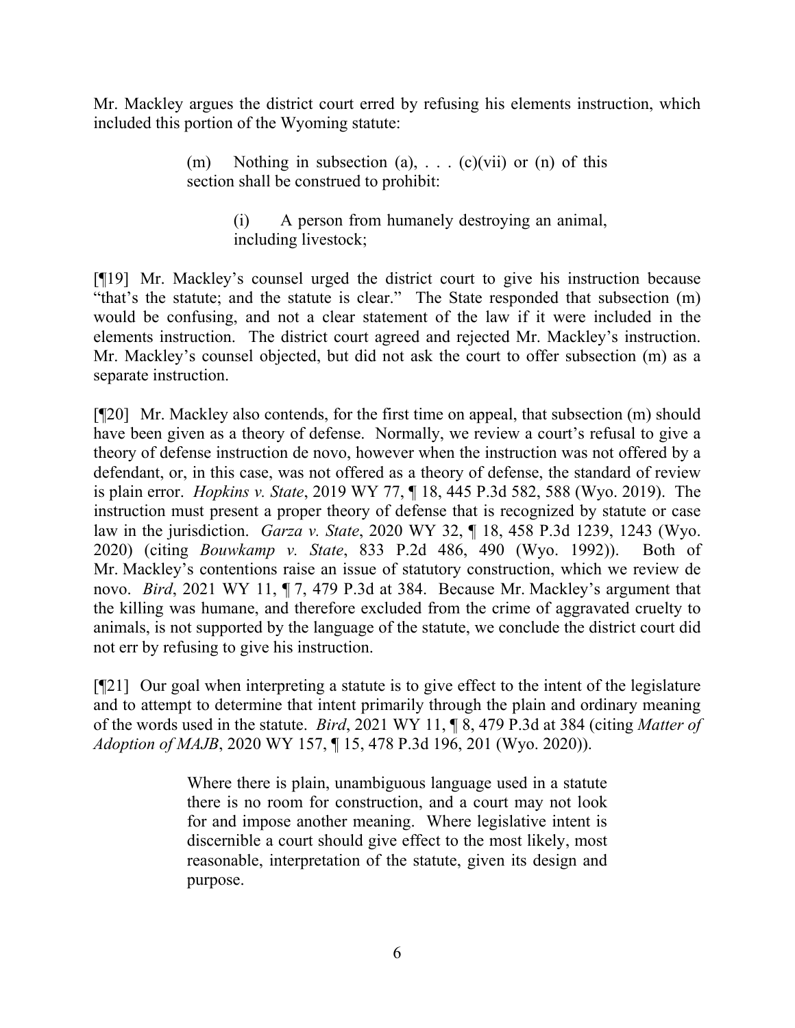Mr. Mackley argues the district court erred by refusing his elements instruction, which included this portion of the Wyoming statute:

> (m) Nothing in subsection (a), . . . (c)(vii) or (n) of this section shall be construed to prohibit:
>
> > (i) A person from humanely destroying an animal, including livestock;

[¶19] Mr. Mackley's counsel urged the district court to give his instruction because "that's the statute; and the statute is clear." The State responded that subsection (m) would be confusing, and not a clear statement of the law if it were included in the elements instruction. The district court agreed and rejected Mr. Mackley's instruction. Mr. Mackley's counsel objected, but did not ask the court to offer subsection (m) as a separate instruction.

[¶20] Mr. Mackley also contends, for the first time on appeal, that subsection (m) should have been given as a theory of defense. Normally, we review a court's refusal to give a theory of defense instruction de novo, however when the instruction was not offered by a defendant, or, in this case, was not offered as a theory of defense, the standard of review is plain error. *Hopkins v. State*, 2019 WY 77, ¶ 18, 445 P.3d 582, 588 (Wyo. 2019). The instruction must present a proper theory of defense that is recognized by statute or case law in the jurisdiction. *Garza v. State*, 2020 WY 32, ¶ 18, 458 P.3d 1239, 1243 (Wyo. 2020) (citing *Bouwkamp v. State*, 833 P.2d 486, 490 (Wyo. 1992)). Both of Mr. Mackley's contentions raise an issue of statutory construction, which we review de novo. *Bird*, 2021 WY 11, ¶ 7, 479 P.3d at 384. Because Mr. Mackley's argument that the killing was humane, and therefore excluded from the crime of aggravated cruelty to animals, is not supported by the language of the statute, we conclude the district court did not err by refusing to give his instruction.

[¶21] Our goal when interpreting a statute is to give effect to the intent of the legislature and to attempt to determine that intent primarily through the plain and ordinary meaning of the words used in the statute. *Bird*, 2021 WY 11, ¶ 8, 479 P.3d at 384 (citing *Matter of Adoption of MAJB*, 2020 WY 157, ¶ 15, 478 P.3d 196, 201 (Wyo. 2020)).

> Where there is plain, unambiguous language used in a statute there is no room for construction, and a court may not look for and impose another meaning. Where legislative intent is discernible a court should give effect to the most likely, most reasonable, interpretation of the statute, given its design and purpose.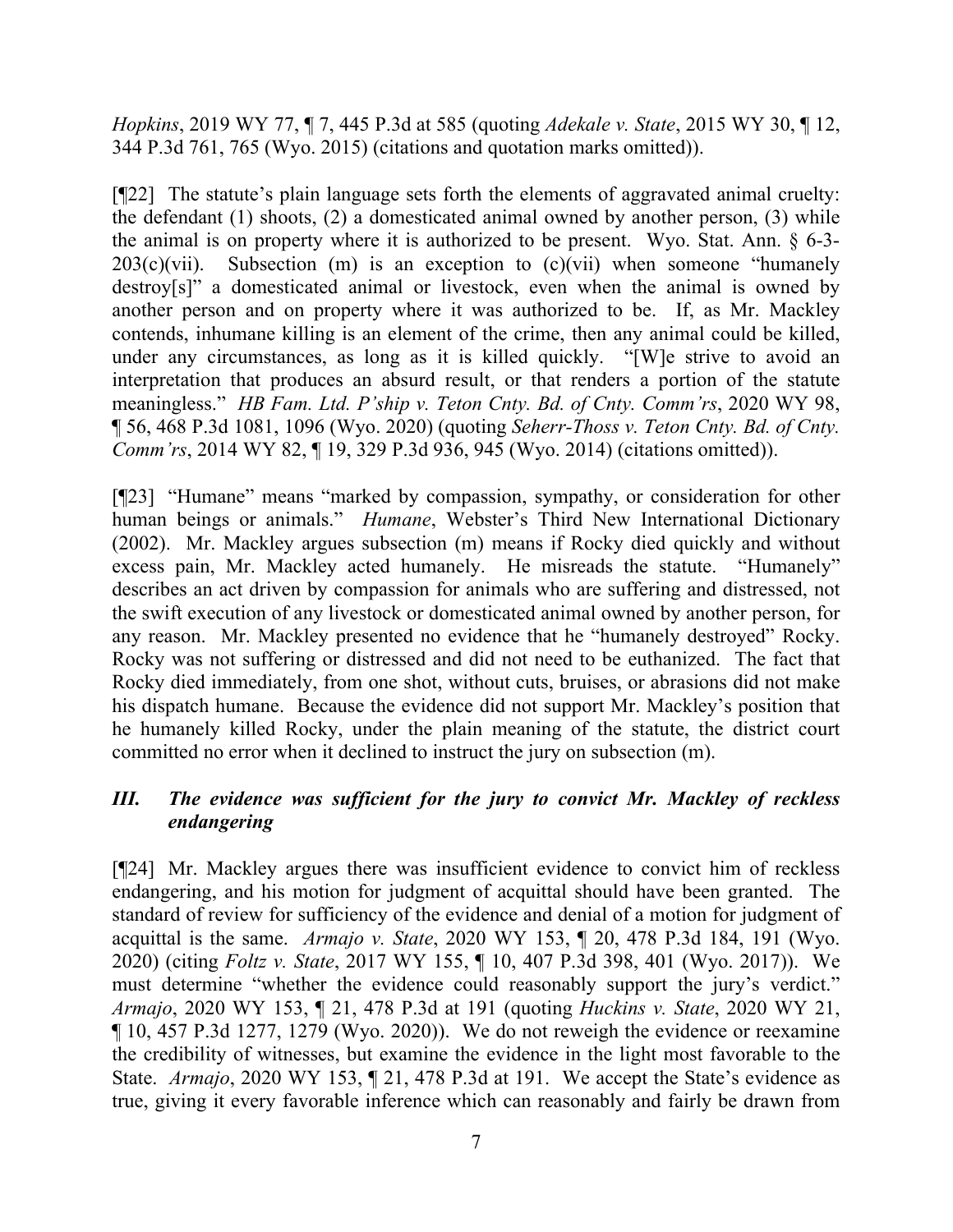*Hopkins*, 2019 WY 77, ¶ 7, 445 P.3d at 585 (quoting *Adekale v. State*, 2015 WY 30, ¶ 12, 344 P.3d 761, 765 (Wyo. 2015) (citations and quotation marks omitted)).

[¶22] The statute's plain language sets forth the elements of aggravated animal cruelty: the defendant (1) shoots, (2) a domesticated animal owned by another person, (3) while the animal is on property where it is authorized to be present. Wyo. Stat. Ann. § 6-3-203(c)(vii). Subsection (m) is an exception to (c)(vii) when someone "humanely destroy[s]" a domesticated animal or livestock, even when the animal is owned by another person and on property where it was authorized to be. If, as Mr. Mackley contends, inhumane killing is an element of the crime, then any animal could be killed, under any circumstances, as long as it is killed quickly. "[W]e strive to avoid an interpretation that produces an absurd result, or that renders a portion of the statute meaningless." *HB Fam. Ltd. P'ship v. Teton Cnty. Bd. of Cnty. Comm'rs*, 2020 WY 98, ¶ 56, 468 P.3d 1081, 1096 (Wyo. 2020) (quoting *Seherr-Thoss v. Teton Cnty. Bd. of Cnty. Comm'rs*, 2014 WY 82, ¶ 19, 329 P.3d 936, 945 (Wyo. 2014) (citations omitted)).

[¶23] "Humane" means "marked by compassion, sympathy, or consideration for other human beings or animals." *Humane*, Webster's Third New International Dictionary (2002). Mr. Mackley argues subsection (m) means if Rocky died quickly and without excess pain, Mr. Mackley acted humanely. He misreads the statute. "Humanely" describes an act driven by compassion for animals who are suffering and distressed, not the swift execution of any livestock or domesticated animal owned by another person, for any reason. Mr. Mackley presented no evidence that he "humanely destroyed" Rocky. Rocky was not suffering or distressed and did not need to be euthanized. The fact that Rocky died immediately, from one shot, without cuts, bruises, or abrasions did not make his dispatch humane. Because the evidence did not support Mr. Mackley's position that he humanely killed Rocky, under the plain meaning of the statute, the district court committed no error when it declined to instruct the jury on subsection (m).

### *III. The evidence was sufficient for the jury to convict Mr. Mackley of reckless endangering*

[¶24] Mr. Mackley argues there was insufficient evidence to convict him of reckless endangering, and his motion for judgment of acquittal should have been granted. The standard of review for sufficiency of the evidence and denial of a motion for judgment of acquittal is the same. *Armajo v. State*, 2020 WY 153, ¶ 20, 478 P.3d 184, 191 (Wyo. 2020) (citing *Foltz v. State*, 2017 WY 155, ¶ 10, 407 P.3d 398, 401 (Wyo. 2017)). We must determine "whether the evidence could reasonably support the jury's verdict." *Armajo*, 2020 WY 153, ¶ 21, 478 P.3d at 191 (quoting *Huckins v. State*, 2020 WY 21, ¶ 10, 457 P.3d 1277, 1279 (Wyo. 2020)). We do not reweigh the evidence or reexamine the credibility of witnesses, but examine the evidence in the light most favorable to the State. *Armajo*, 2020 WY 153, ¶ 21, 478 P.3d at 191. We accept the State's evidence as true, giving it every favorable inference which can reasonably and fairly be drawn from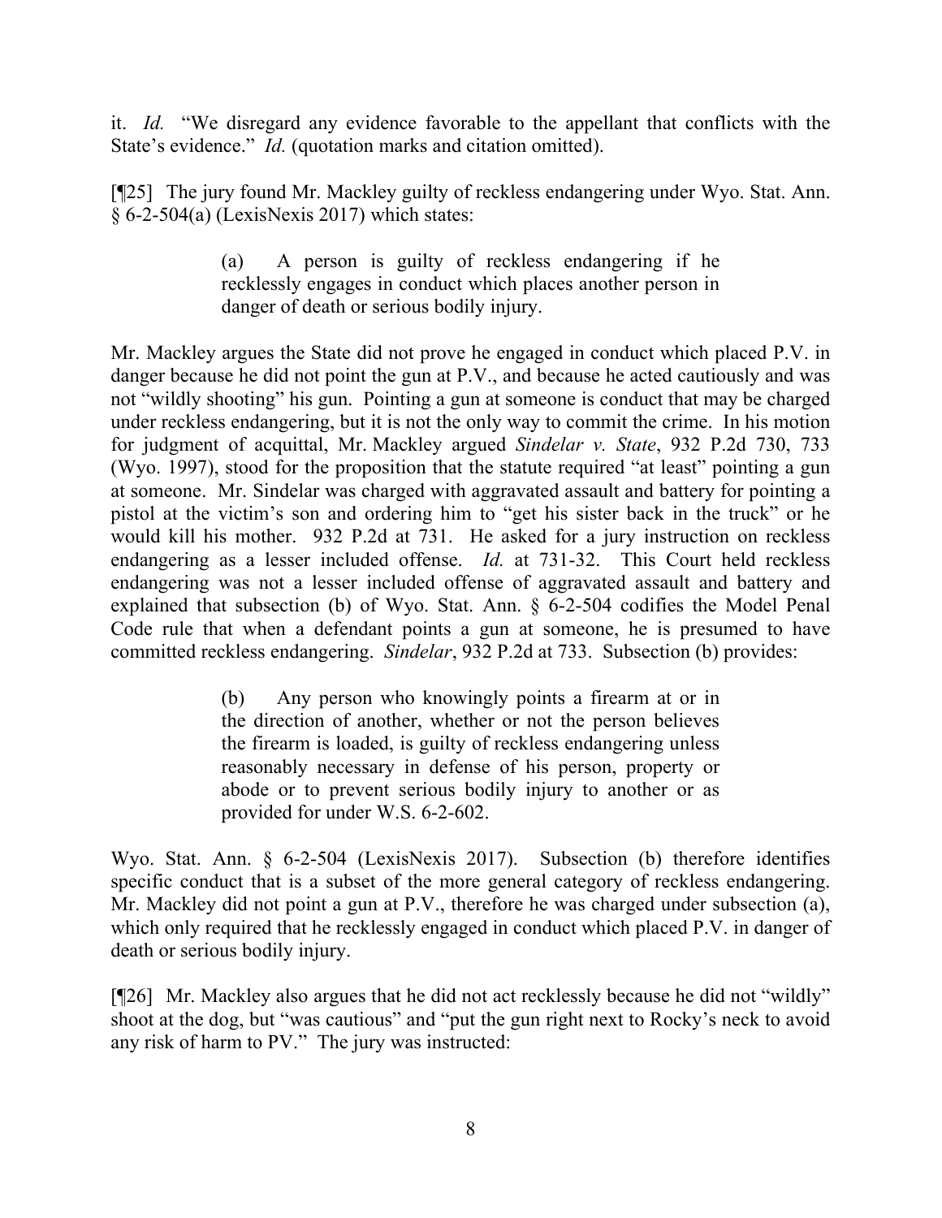it. *Id.* "We disregard any evidence favorable to the appellant that conflicts with the State's evidence." *Id.* (quotation marks and citation omitted).

[¶25] The jury found Mr. Mackley guilty of reckless endangering under Wyo. Stat. Ann. § 6-2-504(a) (LexisNexis 2017) which states:

> (a) A person is guilty of reckless endangering if he recklessly engages in conduct which places another person in danger of death or serious bodily injury.

Mr. Mackley argues the State did not prove he engaged in conduct which placed P.V. in danger because he did not point the gun at P.V., and because he acted cautiously and was not "wildly shooting" his gun. Pointing a gun at someone is conduct that may be charged under reckless endangering, but it is not the only way to commit the crime. In his motion for judgment of acquittal, Mr. Mackley argued *Sindelar v. State*, 932 P.2d 730, 733 (Wyo. 1997), stood for the proposition that the statute required "at least" pointing a gun at someone. Mr. Sindelar was charged with aggravated assault and battery for pointing a pistol at the victim's son and ordering him to "get his sister back in the truck" or he would kill his mother. 932 P.2d at 731. He asked for a jury instruction on reckless endangering as a lesser included offense. *Id.* at 731-32. This Court held reckless endangering was not a lesser included offense of aggravated assault and battery and explained that subsection (b) of Wyo. Stat. Ann. § 6-2-504 codifies the Model Penal Code rule that when a defendant points a gun at someone, he is presumed to have committed reckless endangering. *Sindelar*, 932 P.2d at 733. Subsection (b) provides:

> (b) Any person who knowingly points a firearm at or in the direction of another, whether or not the person believes the firearm is loaded, is guilty of reckless endangering unless reasonably necessary in defense of his person, property or abode or to prevent serious bodily injury to another or as provided for under W.S. 6-2-602.

Wyo. Stat. Ann. § 6-2-504 (LexisNexis 2017). Subsection (b) therefore identifies specific conduct that is a subset of the more general category of reckless endangering. Mr. Mackley did not point a gun at P.V., therefore he was charged under subsection (a), which only required that he recklessly engaged in conduct which placed P.V. in danger of death or serious bodily injury.

[¶26] Mr. Mackley also argues that he did not act recklessly because he did not "wildly" shoot at the dog, but "was cautious" and "put the gun right next to Rocky's neck to avoid any risk of harm to PV." The jury was instructed: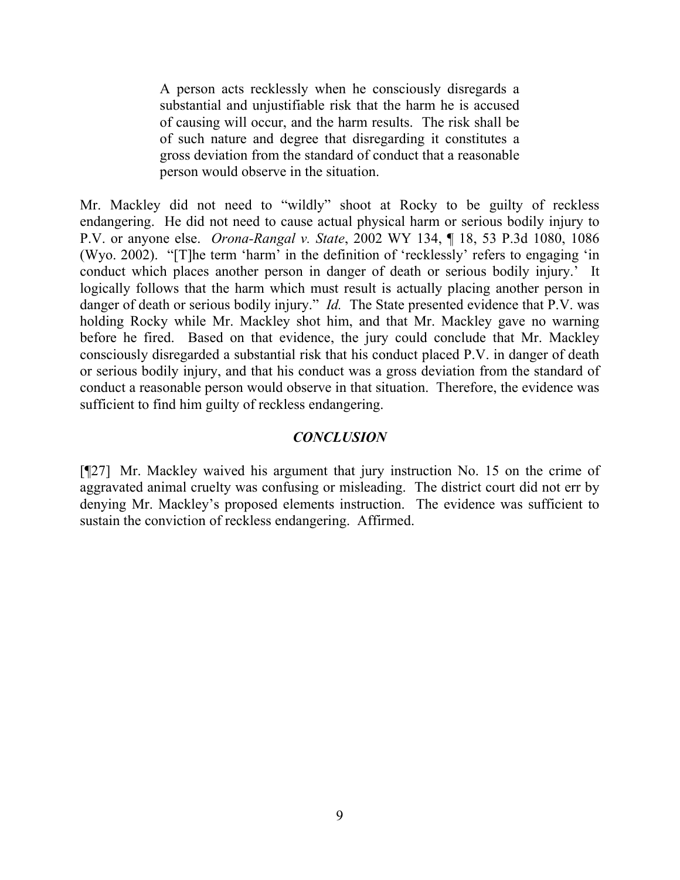> A person acts recklessly when he consciously disregards a substantial and unjustifiable risk that the harm he is accused of causing will occur, and the harm results. The risk shall be of such nature and degree that disregarding it constitutes a gross deviation from the standard of conduct that a reasonable person would observe in the situation.

Mr. Mackley did not need to "wildly" shoot at Rocky to be guilty of reckless endangering. He did not need to cause actual physical harm or serious bodily injury to P.V. or anyone else. *Orona-Rangal v. State*, 2002 WY 134, ¶ 18, 53 P.3d 1080, 1086 (Wyo. 2002). "[T]he term 'harm' in the definition of 'recklessly' refers to engaging 'in conduct which places another person in danger of death or serious bodily injury.' It logically follows that the harm which must result is actually placing another person in danger of death or serious bodily injury." *Id.* The State presented evidence that P.V. was holding Rocky while Mr. Mackley shot him, and that Mr. Mackley gave no warning before he fired. Based on that evidence, the jury could conclude that Mr. Mackley consciously disregarded a substantial risk that his conduct placed P.V. in danger of death or serious bodily injury, and that his conduct was a gross deviation from the standard of conduct a reasonable person would observe in that situation. Therefore, the evidence was sufficient to find him guilty of reckless endangering.

## ***CONCLUSION***

[¶27] Mr. Mackley waived his argument that jury instruction No. 15 on the crime of aggravated animal cruelty was confusing or misleading. The district court did not err by denying Mr. Mackley's proposed elements instruction. The evidence was sufficient to sustain the conviction of reckless endangering. Affirmed.